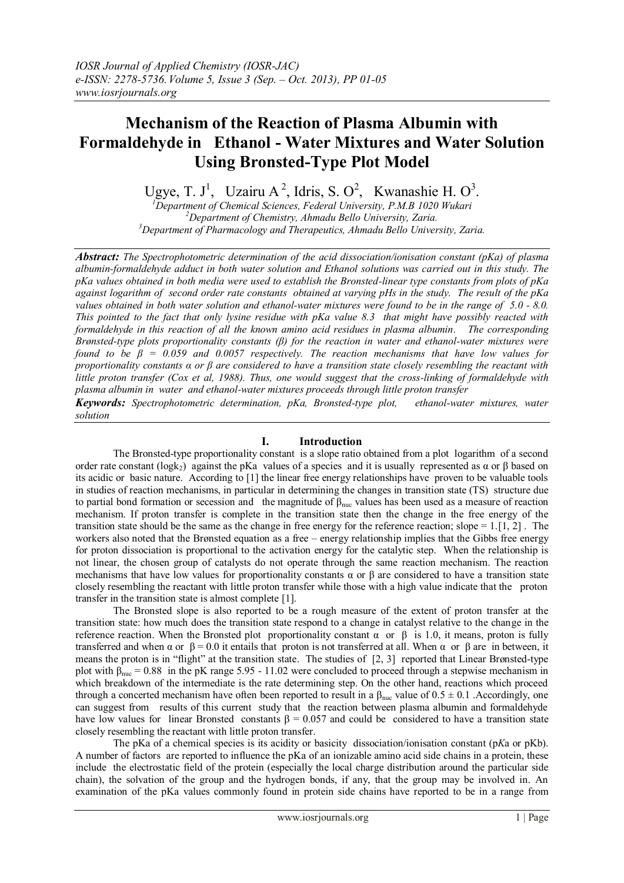# Mechanism of the Reaction of Plasma Albumin with Formaldehyde in Ethanol - Water Mixtures and Water Solution Using Bronsted-Type Plot Model

Ugye, T. J[1], Uzairu A[2], Idris, S. O[2], Kwanashie H. O[3].

[1]Department of Chemical Sciences, Federal University, P.M.B 1020 Wukari
[2]Department of Chemistry, Ahmadu Bello University, Zaria.
[3]Department of Pharmacology and Therapeutics, Ahmadu Bello University, Zaria.

***Abstract:*** *The Spectrophotometric determination of the acid dissociation/ionisation constant (pKa) of plasma albumin-formaldehyde adduct in both water solution and Ethanol solutions was carried out in this study. The pKa values obtained in both media were used to establish the Bronsted-linear type constants from plots of pKa against logarithm of second order rate constants obtained at varying pHs in the study. The result of the pKa values obtained in both water solution and ethanol-water mixtures were found to be in the range of 5.0 - 8.0. This pointed to the fact that only lysine residue with pKa value 8.3 that might have possibly reacted with formaldehyde in this reaction of all the known amino acid residues in plasma albumin. The corresponding Brønsted-type plots proportionality constants (β) for the reaction in water and ethanol-water mixtures were found to be β = 0.059 and 0.0057 respectively. The reaction mechanisms that have low values for proportionality constants α or β are considered to have a transition state closely resembling the reactant with little proton transfer (Cox et al, 1988). Thus, one would suggest that the cross-linking of formaldehyde with plasma albumin in water and ethanol-water mixtures proceeds through little proton transfer*

***Keywords:*** *Spectrophotometric determination, pKa, Bronsted-type plot, ethanol-water mixtures, water solution*

## I. Introduction

The Bronsted-type proportionality constant is a slope ratio obtained from a plot logarithm of a second order rate constant ($\log k_2$) against the pKa values of a species and it is usually represented as α or β based on its acidic or basic nature. According to [1] the linear free energy relationships have proven to be valuable tools in studies of reaction mechanisms, in particular in determining the changes in transition state (TS) structure due to partial bond formation or secession and the magnitude of $\beta_{nuc}$ values has been used as a measure of reaction mechanism. If proton transfer is complete in the transition state then the change in the free energy of the transition state should be the same as the change in free energy for the reference reaction; slope = 1.[1, 2] . The workers also noted that the Brønsted equation as a free – energy relationship implies that the Gibbs free energy for proton dissociation is proportional to the activation energy for the catalytic step. When the relationship is not linear, the chosen group of catalysts do not operate through the same reaction mechanism. The reaction mechanisms that have low values for proportionality constants α or β are considered to have a transition state closely resembling the reactant with little proton transfer while those with a high value indicate that the proton transfer in the transition state is almost complete [1].

The Bronsted slope is also reported to be a rough measure of the extent of proton transfer at the transition state: how much does the transition state respond to a change in catalyst relative to the change in the reference reaction. When the Bronsted plot proportionality constant α or β is 1.0, it means, proton is fully transferred and when α or β = 0.0 it entails that proton is not transferred at all. When α or β are in between, it means the proton is in "flight" at the transition state. The studies of [2, 3] reported that Linear Brønsted-type plot with $\beta_{nuc}$ = 0.88 in the pK range 5.95 - 11.02 were concluded to proceed through a stepwise mechanism in which breakdown of the intermediate is the rate determining step. On the other hand, reactions which proceed through a concerted mechanism have often been reported to result in a $\beta_{nuc}$ value of 0.5 ± 0.1 .Accordingly, one can suggest from results of this current study that the reaction between plasma albumin and formaldehyde have low values for linear Bronsted constants β = 0.057 and could be considered to have a transition state closely resembling the reactant with little proton transfer.

The pKa of a chemical species is its acidity or basicity dissociation/ionisation constant (p*K*a or pKb). A number of factors are reported to influence the pKa of an ionizable amino acid side chains in a protein, these include the electrostatic field of the protein (especially the local charge distribution around the particular side chain), the solvation of the group and the hydrogen bonds, if any, that the group may be involved in. An examination of the pKa values commonly found in protein side chains have reported to be in a range from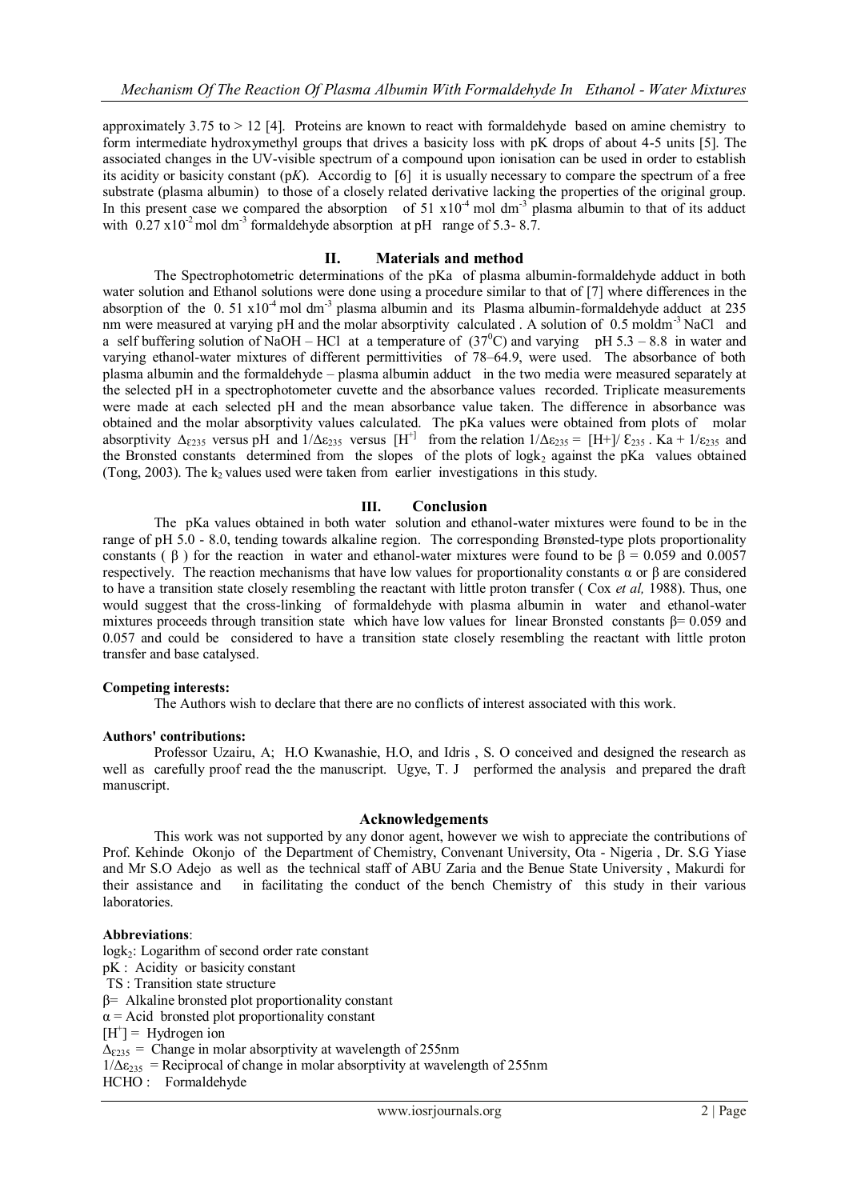approximately 3.75 to > 12 [4]. Proteins are known to react with formaldehyde based on amine chemistry to form intermediate hydroxymethyl groups that drives a basicity loss with pK drops of about 4-5 units [5]. The associated changes in the UV-visible spectrum of a compound upon ionisation can be used in order to establish its acidity or basicity constant (p*K*). Accordig to [6] it is usually necessary to compare the spectrum of a free substrate (plasma albumin) to those of a closely related derivative lacking the properties of the original group. In this present case we compared the absorption of 51 $x10^{-4}$ mol $dm^{-3}$ plasma albumin to that of its adduct with 0.27 $x10^{-2}$ mol $dm^{-3}$ formaldehyde absorption at pH range of 5.3- 8.7.

## II. Materials and method

The Spectrophotometric determinations of the pKa of plasma albumin-formaldehyde adduct in both water solution and Ethanol solutions were done using a procedure similar to that of [7] where differences in the absorption of the 0. 51 $x10^{-4}$ mol $dm^{-3}$ plasma albumin and its Plasma albumin-formaldehyde adduct at 235 nm were measured at varying pH and the molar absorptivity calculated . A solution of 0.5 $moldm^{-3}$ NaCl and a self buffering solution of NaOH – HCl at a temperature of ($37^0$C) and varying pH 5.3 – 8.8 in water and varying ethanol-water mixtures of different permittivities of 78–64.9, were used. The absorbance of both plasma albumin and the formaldehyde – plasma albumin adduct in the two media were measured separately at the selected pH in a spectrophotometer cuvette and the absorbance values recorded. Triplicate measurements were made at each selected pH and the mean absorbance value taken. The difference in absorbance was obtained and the molar absorptivity values calculated. The pKa values were obtained from plots of molar absorptivity $\Delta_{\varepsilon 235}$ versus pH and $1/\Delta\varepsilon_{235}$ versus $[H^+]$ from the relation $1/\Delta\varepsilon_{235} = [H+]/ \mathcal{E}_{235} . Ka + 1/\varepsilon_{235}$ and the Bronsted constants determined from the slopes of the plots of $\log k_2$ against the pKa values obtained (Tong, 2003). The $k_2$ values used were taken from earlier investigations in this study.

## III. Conclusion

The pKa values obtained in both water solution and ethanol-water mixtures were found to be in the range of pH 5.0 - 8.0, tending towards alkaline region. The corresponding Brønsted-type plots proportionality constants ( β ) for the reaction in water and ethanol-water mixtures were found to be β = 0.059 and 0.0057 respectively. The reaction mechanisms that have low values for proportionality constants α or β are considered to have a transition state closely resembling the reactant with little proton transfer ( Cox *et al,* 1988). Thus, one would suggest that the cross-linking of formaldehyde with plasma albumin in water and ethanol-water mixtures proceeds through transition state which have low values for linear Bronsted constants β= 0.059 and 0.057 and could be considered to have a transition state closely resembling the reactant with little proton transfer and base catalysed.

**Competing interests:**

The Authors wish to declare that there are no conflicts of interest associated with this work.

**Authors' contributions:**

Professor Uzairu, A; H.O Kwanashie, H.O, and Idris , S. O conceived and designed the research as well as carefully proof read the the manuscript. Ugye, T. J performed the analysis and prepared the draft manuscript.

### Acknowledgements

This work was not supported by any donor agent, however we wish to appreciate the contributions of Prof. Kehinde Okonjo of the Department of Chemistry, Convenant University, Ota - Nigeria , Dr. S.G Yiase and Mr S.O Adejo as well as the technical staff of ABU Zaria and the Benue State University , Makurdi for their assistance and in facilitating the conduct of the bench Chemistry of this study in their various laboratories.

**Abbreviations**:

$\log k_2$: Logarithm of second order rate constant
pK : Acidity or basicity constant
TS : Transition state structure
β= Alkaline bronsted plot proportionality constant
α = Acid bronsted plot proportionality constant
$[H^+]$ = Hydrogen ion
$\Delta_{\mathcal{E}235}$ = Change in molar absorptivity at wavelength of 255nm
$1/\Delta\varepsilon_{235}$ = Reciprocal of change in molar absorptivity at wavelength of 255nm
HCHO : Formaldehyde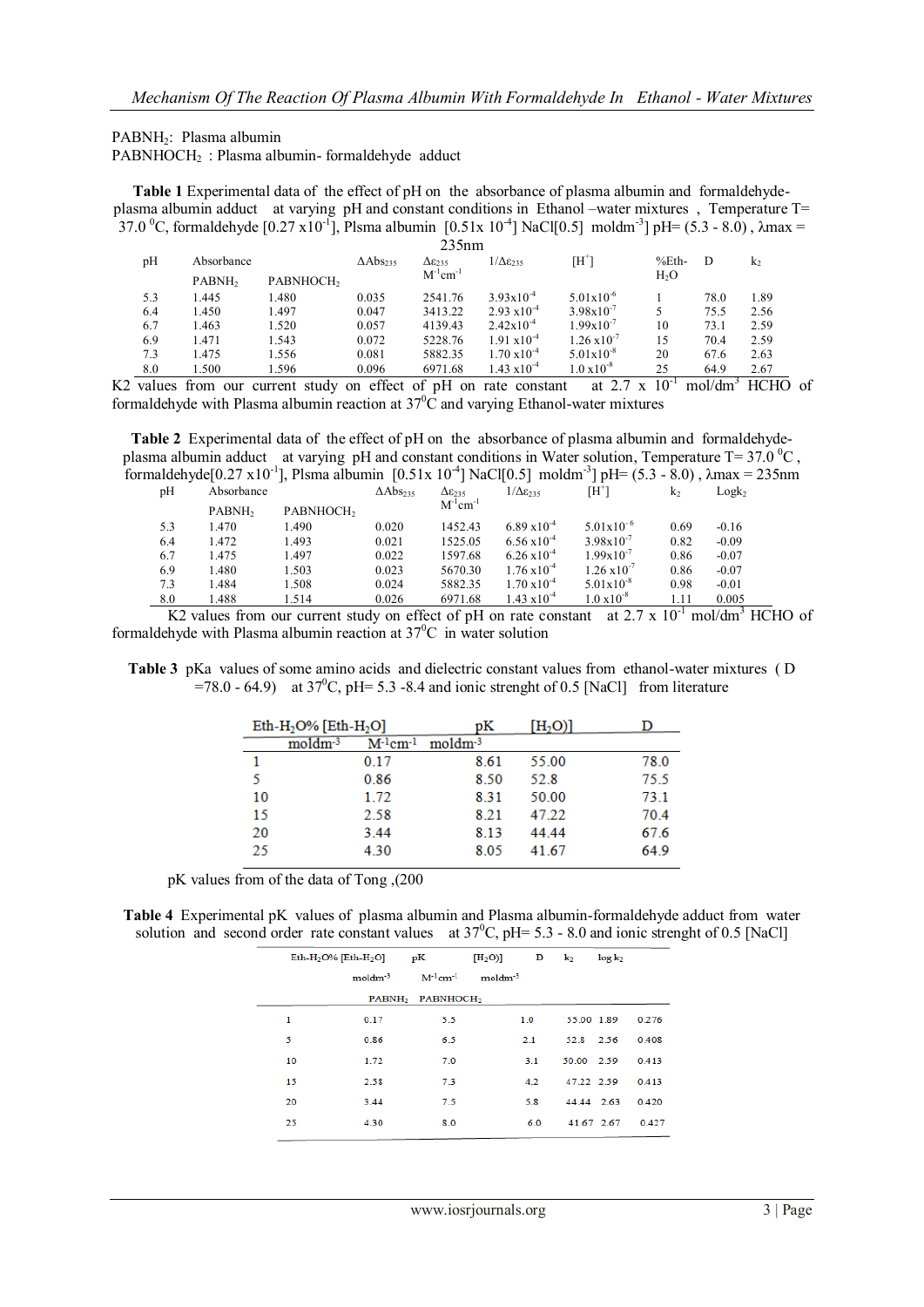$PABNH_2$: Plasma albumin

$PABNHOCH_2$ : Plasma albumin- formaldehyde adduct

**Table 1** Experimental data of the effect of pH on the absorbance of plasma albumin and formaldehyde-plasma albumin adduct at varying pH and constant conditions in Ethanol –water mixtures , Temperature T= 37.0 $^0$C, formaldehyde [0.27 x10$^{-1}$], Plsma albumin [0.51x 10$^{-4}$] NaCl[0.5] moldm$^{-3}$] pH= (5.3 - 8.0) , λmax = 235nm

| pH | Absorbance | | $\Delta Abs_{235}$ | $\Delta\varepsilon_{235}$ $M^{-1}cm^{-1}$ | $1/\Delta\varepsilon_{235}$ | [$H^+$] | %Eth-$H_2O$ | D | $k_2$ |
|---|---|---|---|---|---|---|---|---|---|
| | $PABNH_2$ | $PABNHOCH_2$ | | | | | | | |
| 5.3 | 1.445 | 1.480 | 0.035 | 2541.76 | 3.93x10$^{-4}$ | 5.01x10$^{-6}$ | 1 | 78.0 | 1.89 |
| 6.4 | 1.450 | 1.497 | 0.047 | 3413.22 | 2.93 x10$^{-4}$ | 3.98x10$^{-7}$ | 5 | 75.5 | 2.56 |
| 6.7 | 1.463 | 1.520 | 0.057 | 4139.43 | 2.42x10$^{-4}$ | 1.99x10$^{-7}$ | 10 | 73.1 | 2.59 |
| 6.9 | 1.471 | 1.543 | 0.072 | 5228.76 | 1.91 x10$^{-4}$ | 1.26 x10$^{-7}$ | 15 | 70.4 | 2.59 |
| 7.3 | 1.475 | 1.556 | 0.081 | 5882.35 | 1.70 x10$^{-4}$ | 5.01x10$^{-8}$ | 20 | 67.6 | 2.63 |
| 8.0 | 1.500 | 1.596 | 0.096 | 6971.68 | 1.43 x10$^{-4}$ | 1.0 x10$^{-8}$ | 25 | 64.9 | 2.67 |

K2 values from our current study on effect of pH on rate constant at 2.7 x 10$^{-1}$ mol/dm$^3$ HCHO of formaldehyde with Plasma albumin reaction at 37$^0$C and varying Ethanol-water mixtures

**Table 2** Experimental data of the effect of pH on the absorbance of plasma albumin and formaldehyde-plasma albumin adduct at varying pH and constant conditions in Water solution, Temperature T= 37.0 $^0$C , formaldehyde[0.27 x10$^{-1}$], Plsma albumin [0.51x 10$^{-4}$] NaCl[0.5] moldm$^{-3}$] pH= (5.3 - 8.0) , λmax = 235nm

| pH | Absorbance | | $\Delta Abs_{235}$ | $\Delta\varepsilon_{235}$ $M^{-1}cm^{-1}$ | $1/\Delta\varepsilon_{235}$ | [$H^+$] | $k_2$ | Log$k_2$ |
|---|---|---|---|---|---|---|---|---|
| | $PABNH_2$ | $PABNHOCH_2$ | | | | | | |
| 5.3 | 1.470 | 1.490 | 0.020 | 1452.43 | 6.89 x10$^{-4}$ | 5.01x10$^{-6}$ | 0.69 | -0.16 |
| 6.4 | 1.472 | 1.493 | 0.021 | 1525.05 | 6.56 x10$^{-4}$ | 3.98x10$^{-7}$ | 0.82 | -0.09 |
| 6.7 | 1.475 | 1.497 | 0.022 | 1597.68 | 6.26 x10$^{-4}$ | 1.99x10$^{-7}$ | 0.86 | -0.07 |
| 6.9 | 1.480 | 1.503 | 0.023 | 5670.30 | 1.76 x10$^{-4}$ | 1.26 x10$^{-7}$ | 0.86 | -0.07 |
| 7.3 | 1.484 | 1.508 | 0.024 | 5882.35 | 1.70 x10$^{-4}$ | 5.01x10$^{-8}$ | 0.98 | -0.01 |
| 8.0 | 1.488 | 1.514 | 0.026 | 6971.68 | 1.43 x10$^{-4}$ | 1.0 x10$^{-8}$ | 1.11 | 0.005 |

K2 values from our current study on effect of pH on rate constant at 2.7 x 10$^{-1}$ mol/dm$^3$ HCHO of formaldehyde with Plasma albumin reaction at 37$^0$C in water solution

**Table 3** pKa values of some amino acids and dielectric constant values from ethanol-water mixtures ( D =78.0 - 64.9) at 37$^0$C, pH= 5.3 -8.4 and ionic strenght of 0.5 [NaCl] from literature

| Eth-$H_2$O% [Eth-$H_2$O] | | pK | [$H_2$O)] | D |
|---|---|---|---|---|
| moldm$^{-3}$ | $M^{-1}cm^{-1}$ | moldm$^{-3}$ | | |
| 1 | 0.17 | 8.61 | 55.00 | 78.0 |
| 5 | 0.86 | 8.50 | 52.8 | 75.5 |
| 10 | 1.72 | 8.31 | 50.00 | 73.1 |
| 15 | 2.58 | 8.21 | 47.22 | 70.4 |
| 20 | 3.44 | 8.13 | 44.44 | 67.6 |
| 25 | 4.30 | 8.05 | 41.67 | 64.9 |

pK values from of the data of Tong ,(200

**Table 4** Experimental pK values of plasma albumin and Plasma albumin-formaldehyde adduct from water solution and second order rate constant values at 37$^0$C, pH= 5.3 - 8.0 and ionic strenght of 0.5 [NaCl]

| Eth-$H_2$O% [Eth-$H_2$O] | | pK | | [$H_2$O)] | D | $k_2$ | log $k_2$ |
|---|---|---|---|---|---|---|---|
| moldm$^{-3}$ | | $M^{-1}cm^{-1}$ | | moldm$^{-3}$ | | | |
| | | $PABNH_2$ | $PABNHOCH_2$ | | | | |
| 1 | 0.17 | 5.5 | 1.0 | 55.00 | 1.89 | 0.276 | |
| 5 | 0.86 | 6.5 | 2.1 | 52.8 | 2.56 | 0.408 | |
| 10 | 1.72 | 7.0 | 3.1 | 50.00 | 2.59 | 0.413 | |
| 15 | 2.58 | 7.3 | 4.2 | 47.22 | 2.59 | 0.413 | |
| 20 | 3.44 | 7.5 | 5.8 | 44.44 | 2.63 | 0.420 | |
| 25 | 4.30 | 8.0 | 6.0 | 41.67 | 2.67 | 0.427 | |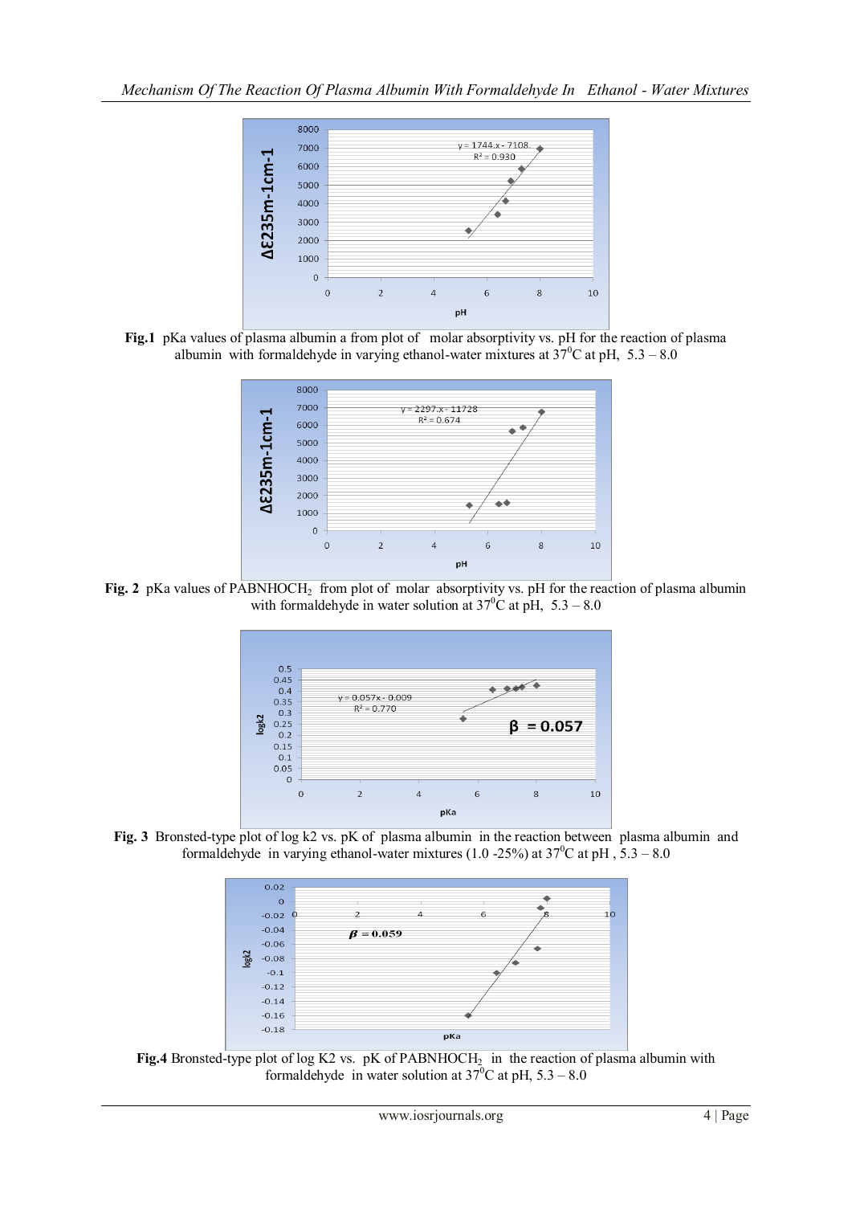**Fig.1** pKa values of plasma albumin a from plot of molar absorptivity vs. pH for the reaction of plasma albumin with formaldehyde in varying ethanol-water mixtures at $37^0$C at pH, 5.3 – 8.0

**Fig. 2** pKa values of $PABNHOCH_2$ from plot of molar absorptivity vs. pH for the reaction of plasma albumin with formaldehyde in water solution at $37^0$C at pH, 5.3 – 8.0

**Fig. 3** Bronsted-type plot of log k2 vs. pK of plasma albumin in the reaction between plasma albumin and formaldehyde in varying ethanol-water mixtures (1.0 -25%) at $37^0$C at pH , 5.3 – 8.0

**Fig.4** Bronsted-type plot of log K2 vs. pK of $PABNHOCH_2$ in the reaction of plasma albumin with formaldehyde in water solution at $37^0$C at pH, 5.3 – 8.0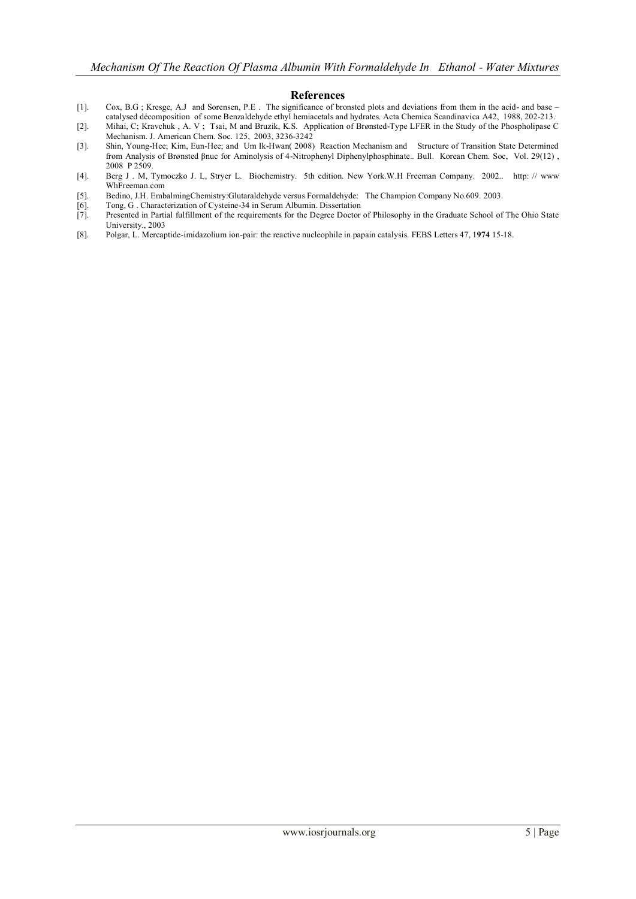## References

[1]. Cox, B.G ; Kresge, A.J and Sorensen, P.E . The significance of bronsted plots and deviations from them in the acid- and base – catalysed décomposition of some Benzaldehyde ethyl hemiacetals and hydrates. Acta Chemica Scandinavica A42, 1988, 202-213.

[2]. Mihai, C; Kravchuk , A. V ; Tsai, M and Bruzik, K.S. Application of Brønsted-Type LFER in the Study of the Phospholipase C Mechanism. J. American Chem. Soc. 125, 2003, 3236-3242

[3]. Shin, Young-Hee; Kim, Eun-Hee; and Um Ik-Hwan( 2008) Reaction Mechanism and Structure of Transition State Determined from Analysis of Brønsted βnuc for Aminolysis of 4-Nitrophenyl Diphenylphosphinate.. Bull. Korean Chem. Soc, Vol. 29(12) , 2008 P 2509.

[4]. Berg J . M, Tymoczko J. L, Stryer L. Biochemistry. 5th edition. New York.W.H Freeman Company. 2002.. http: // www WhFreeman.com

[5]. Bedino, J.H. EmbalmingChemistry:Glutaraldehyde versus Formaldehyde: The Champion Company No.609. 2003.

[6]. Tong, G . Characterization of Cysteine-34 in Serum Albumin. Dissertation

[7]. Presented in Partial fulfillment of the requirements for the Degree Doctor of Philosophy in the Graduate School of The Ohio State University., 2003

[8]. Polgar, L. Mercaptide-imidazolium ion-pair: the reactive nucleophile in papain catalysis. FEBS Letters 47, 1**974** 15-18.